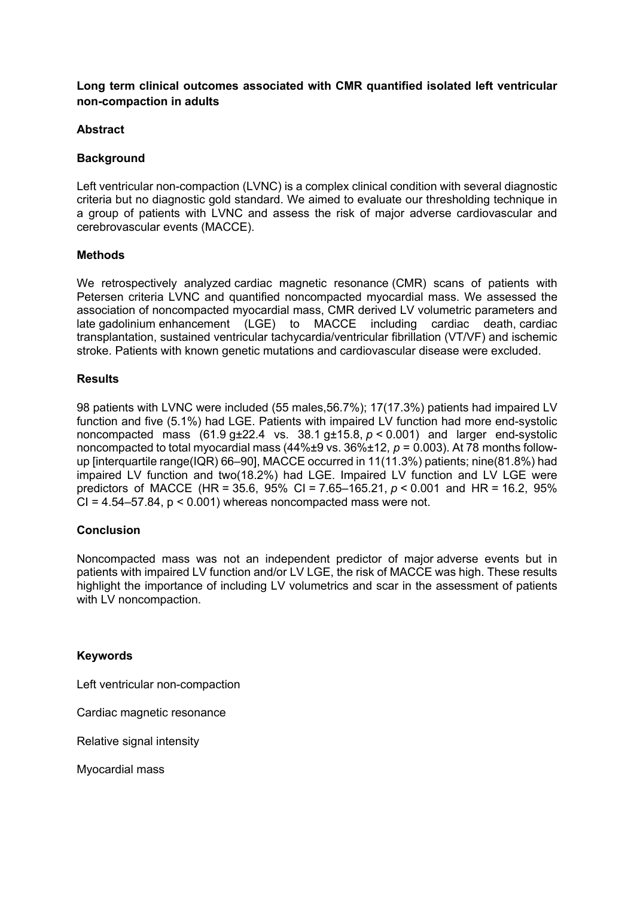# Long term clinical outcomes associated with CMR quantified isolated left ventricular non-compaction in adults

## Abstract

## Background

Left ventricular non-compaction (LVNC) is a complex clinical condition with several diagnostic criteria but no diagnostic gold standard. We aimed to evaluate our thresholding technique in a group of patients with LVNC and assess the risk of major adverse cardiovascular and cerebrovascular events (MACCE).

## Methods

We retrospectively analyzed cardiac magnetic resonance (CMR) scans of patients with Petersen criteria LVNC and quantified noncompacted myocardial mass. We assessed the association of noncompacted myocardial mass, CMR derived LV volumetric parameters and late gadolinium enhancement (LGE) to MACCE including cardiac death, cardiac transplantation, sustained ventricular tachycardia/ventricular fibrillation (VT/VF) and ischemic stroke. Patients with known genetic mutations and cardiovascular disease were excluded.

## Results

98 patients with LVNC were included (55 males,56.7%); 17(17.3%) patients had impaired LV function and five (5.1%) had LGE. Patients with impaired LV function had more end-systolic noncompacted mass (61.9 g±22.4 vs. 38.1 g±15.8, $p < 0.001$) and larger end-systolic noncompacted to total myocardial mass (44%±9 vs. 36%±12, $p = 0.003$). At 78 months follow-up [interquartile range(IQR) 66–90], MACCE occurred in 11(11.3%) patients; nine(81.8%) had impaired LV function and two(18.2%) had LGE. Impaired LV function and LV LGE were predictors of MACCE (HR = 35.6, 95% CI = 7.65–165.21, $p < 0.001$ and HR = 16.2, 95% CI = 4.54–57.84, $p < 0.001$) whereas noncompacted mass were not.

## Conclusion

Noncompacted mass was not an independent predictor of major adverse events but in patients with impaired LV function and/or LV LGE, the risk of MACCE was high. These results highlight the importance of including LV volumetrics and scar in the assessment of patients with LV noncompaction.

## Keywords

Left ventricular non-compaction

Cardiac magnetic resonance

Relative signal intensity

Myocardial mass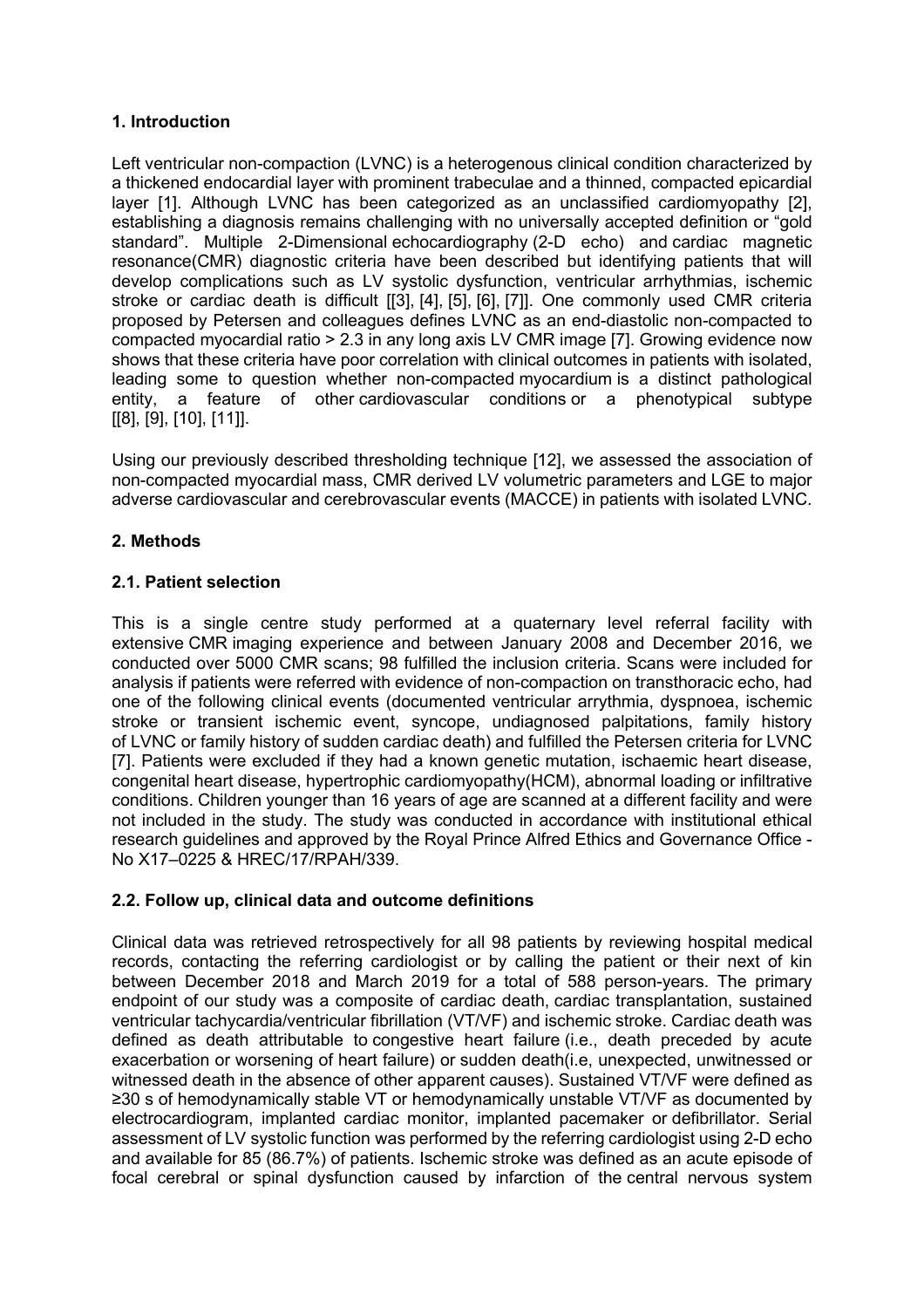## 1. Introduction

Left ventricular non-compaction (LVNC) is a heterogenous clinical condition characterized by a thickened endocardial layer with prominent trabeculae and a thinned, compacted epicardial layer [1]. Although LVNC has been categorized as an unclassified cardiomyopathy [2], establishing a diagnosis remains challenging with no universally accepted definition or "gold standard". Multiple 2-Dimensional echocardiography (2-D echo) and cardiac magnetic resonance(CMR) diagnostic criteria have been described but identifying patients that will develop complications such as LV systolic dysfunction, ventricular arrhythmias, ischemic stroke or cardiac death is difficult [[3], [4], [5], [6], [7]]. One commonly used CMR criteria proposed by Petersen and colleagues defines LVNC as an end-diastolic non-compacted to compacted myocardial ratio > 2.3 in any long axis LV CMR image [7]. Growing evidence now shows that these criteria have poor correlation with clinical outcomes in patients with isolated, leading some to question whether non-compacted myocardium is a distinct pathological entity, a feature of other cardiovascular conditions or a phenotypical subtype [[8], [9], [10], [11]].

Using our previously described thresholding technique [12], we assessed the association of non-compacted myocardial mass, CMR derived LV volumetric parameters and LGE to major adverse cardiovascular and cerebrovascular events (MACCE) in patients with isolated LVNC.

## 2. Methods

### 2.1. Patient selection

This is a single centre study performed at a quaternary level referral facility with extensive CMR imaging experience and between January 2008 and December 2016, we conducted over 5000 CMR scans; 98 fulfilled the inclusion criteria. Scans were included for analysis if patients were referred with evidence of non-compaction on transthoracic echo, had one of the following clinical events (documented ventricular arrythmia, dyspnoea, ischemic stroke or transient ischemic event, syncope, undiagnosed palpitations, family history of LVNC or family history of sudden cardiac death) and fulfilled the Petersen criteria for LVNC [7]. Patients were excluded if they had a known genetic mutation, ischaemic heart disease, congenital heart disease, hypertrophic cardiomyopathy(HCM), abnormal loading or infiltrative conditions. Children younger than 16 years of age are scanned at a different facility and were not included in the study. The study was conducted in accordance with institutional ethical research guidelines and approved by the Royal Prince Alfred Ethics and Governance Office - No X17–0225 & HREC/17/RPAH/339.

### 2.2. Follow up, clinical data and outcome definitions

Clinical data was retrieved retrospectively for all 98 patients by reviewing hospital medical records, contacting the referring cardiologist or by calling the patient or their next of kin between December 2018 and March 2019 for a total of 588 person-years. The primary endpoint of our study was a composite of cardiac death, cardiac transplantation, sustained ventricular tachycardia/ventricular fibrillation (VT/VF) and ischemic stroke. Cardiac death was defined as death attributable to congestive heart failure (i.e., death preceded by acute exacerbation or worsening of heart failure) or sudden death(i.e, unexpected, unwitnessed or witnessed death in the absence of other apparent causes). Sustained VT/VF were defined as ≥30 s of hemodynamically stable VT or hemodynamically unstable VT/VF as documented by electrocardiogram, implanted cardiac monitor, implanted pacemaker or defibrillator. Serial assessment of LV systolic function was performed by the referring cardiologist using 2-D echo and available for 85 (86.7%) of patients. Ischemic stroke was defined as an acute episode of focal cerebral or spinal dysfunction caused by infarction of the central nervous system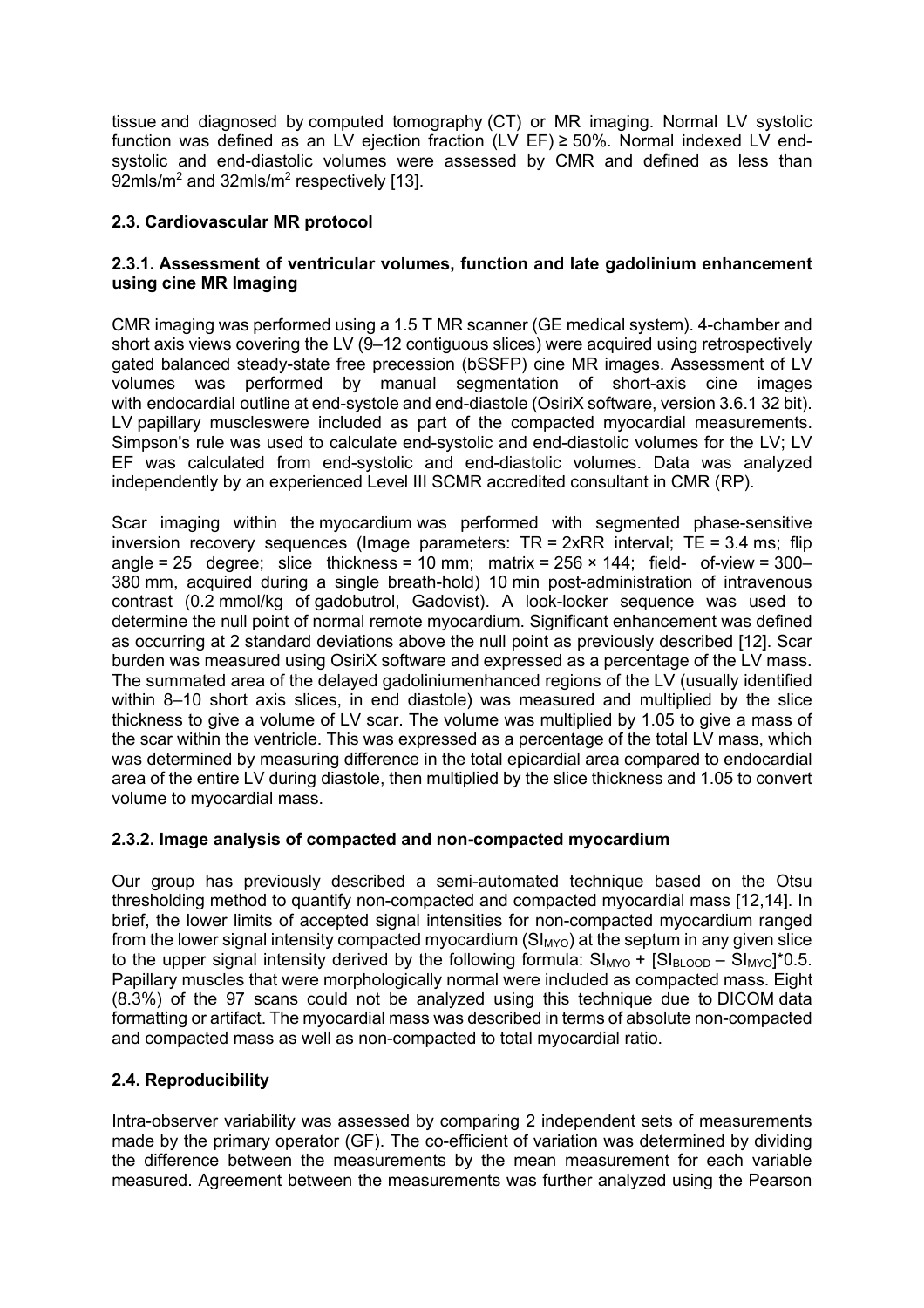tissue and diagnosed by computed tomography (CT) or MR imaging. Normal LV systolic function was defined as an LV ejection fraction (LV EF) ≥ 50%. Normal indexed LV end-systolic and end-diastolic volumes were assessed by CMR and defined as less than 92mls/m$^2$ and 32mls/m$^2$ respectively [13].

### 2.3. Cardiovascular MR protocol

#### 2.3.1. Assessment of ventricular volumes, function and late gadolinium enhancement using cine MR Imaging

CMR imaging was performed using a 1.5 T MR scanner (GE medical system). 4-chamber and short axis views covering the LV (9–12 contiguous slices) were acquired using retrospectively gated balanced steady-state free precession (bSSFP) cine MR images. Assessment of LV volumes was performed by manual segmentation of short-axis cine images with endocardial outline at end-systole and end-diastole (OsiriX software, version 3.6.1 32 bit). LV papillary muscleswere included as part of the compacted myocardial measurements. Simpson's rule was used to calculate end-systolic and end-diastolic volumes for the LV; LV EF was calculated from end-systolic and end-diastolic volumes. Data was analyzed independently by an experienced Level III SCMR accredited consultant in CMR (RP).

Scar imaging within the myocardium was performed with segmented phase-sensitive inversion recovery sequences (Image parameters: TR = 2xRR interval; TE = 3.4 ms; flip angle = 25 degree; slice thickness = 10 mm; matrix = 256 × 144; field- of-view = 300–380 mm, acquired during a single breath-hold) 10 min post-administration of intravenous contrast (0.2 mmol/kg of gadobutrol, Gadovist). A look-locker sequence was used to determine the null point of normal remote myocardium. Significant enhancement was defined as occurring at 2 standard deviations above the null point as previously described [12]. Scar burden was measured using OsiriX software and expressed as a percentage of the LV mass. The summated area of the delayed gadoliniumenhanced regions of the LV (usually identified within 8–10 short axis slices, in end diastole) was measured and multiplied by the slice thickness to give a volume of LV scar. The volume was multiplied by 1.05 to give a mass of the scar within the ventricle. This was expressed as a percentage of the total LV mass, which was determined by measuring difference in the total epicardial area compared to endocardial area of the entire LV during diastole, then multiplied by the slice thickness and 1.05 to convert volume to myocardial mass.

#### 2.3.2. Image analysis of compacted and non-compacted myocardium

Our group has previously described a semi-automated technique based on the Otsu thresholding method to quantify non-compacted and compacted myocardial mass [12,14]. In brief, the lower limits of accepted signal intensities for non-compacted myocardium ranged from the lower signal intensity compacted myocardium ($SI_{MYO}$) at the septum in any given slice to the upper signal intensity derived by the following formula: $SI_{MYO} + [SI_{BLOOD} - SI_{MYO}]*0.5$. Papillary muscles that were morphologically normal were included as compacted mass. Eight (8.3%) of the 97 scans could not be analyzed using this technique due to DICOM data formatting or artifact. The myocardial mass was described in terms of absolute non-compacted and compacted mass as well as non-compacted to total myocardial ratio.

### 2.4. Reproducibility

Intra-observer variability was assessed by comparing 2 independent sets of measurements made by the primary operator (GF). The co-efficient of variation was determined by dividing the difference between the measurements by the mean measurement for each variable measured. Agreement between the measurements was further analyzed using the Pearson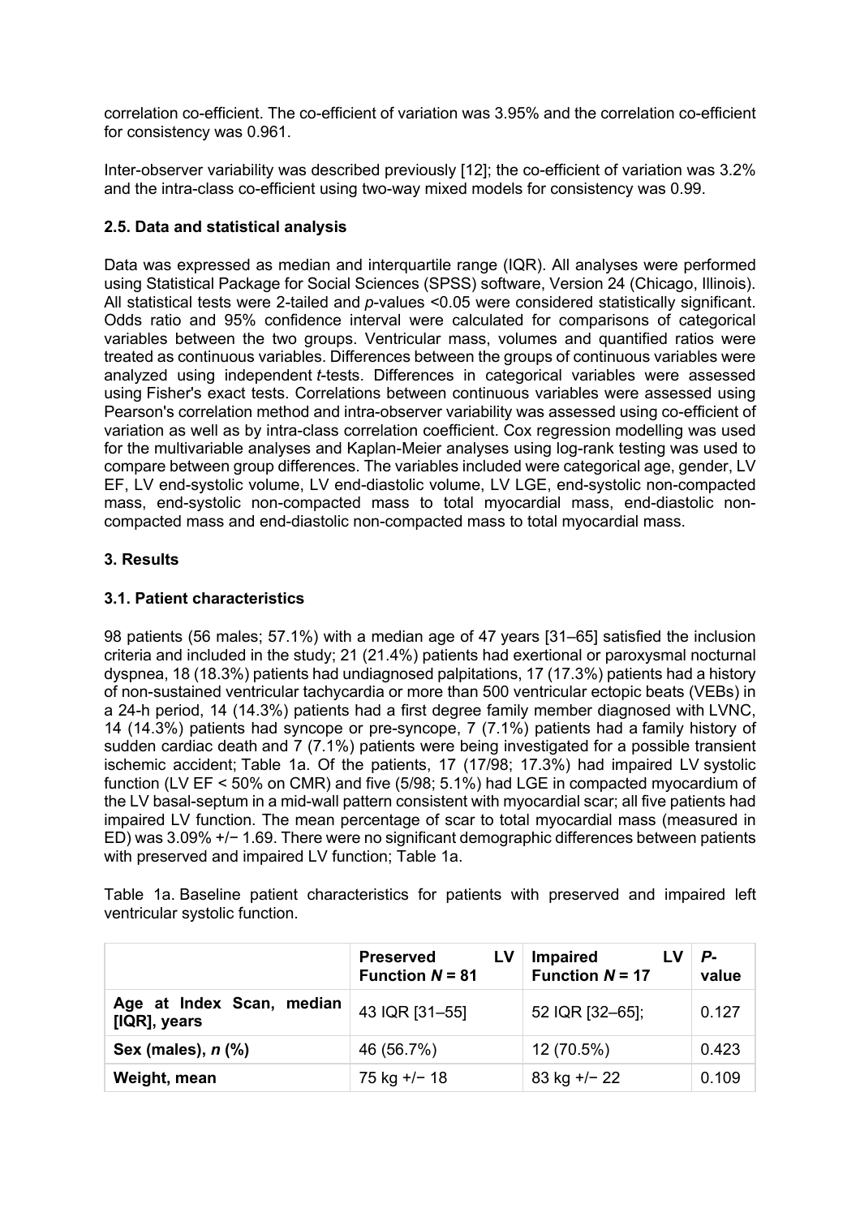correlation co-efficient. The co-efficient of variation was 3.95% and the correlation co-efficient for consistency was 0.961.

Inter-observer variability was described previously [12]; the co-efficient of variation was 3.2% and the intra-class co-efficient using two-way mixed models for consistency was 0.99.

### 2.5. Data and statistical analysis

Data was expressed as median and interquartile range (IQR). All analyses were performed using Statistical Package for Social Sciences (SPSS) software, Version 24 (Chicago, Illinois). All statistical tests were 2-tailed and *p*-values <0.05 were considered statistically significant. Odds ratio and 95% confidence interval were calculated for comparisons of categorical variables between the two groups. Ventricular mass, volumes and quantified ratios were treated as continuous variables. Differences between the groups of continuous variables were analyzed using independent *t*-tests. Differences in categorical variables were assessed using Fisher's exact tests. Correlations between continuous variables were assessed using Pearson's correlation method and intra-observer variability was assessed using co-efficient of variation as well as by intra-class correlation coefficient. Cox regression modelling was used for the multivariable analyses and Kaplan-Meier analyses using log-rank testing was used to compare between group differences. The variables included were categorical age, gender, LV EF, LV end-systolic volume, LV end-diastolic volume, LV LGE, end-systolic non-compacted mass, end-systolic non-compacted mass to total myocardial mass, end-diastolic non-compacted mass and end-diastolic non-compacted mass to total myocardial mass.

## 3. Results

### 3.1. Patient characteristics

98 patients (56 males; 57.1%) with a median age of 47 years [31–65] satisfied the inclusion criteria and included in the study; 21 (21.4%) patients had exertional or paroxysmal nocturnal dyspnea, 18 (18.3%) patients had undiagnosed palpitations, 17 (17.3%) patients had a history of non-sustained ventricular tachycardia or more than 500 ventricular ectopic beats (VEBs) in a 24-h period, 14 (14.3%) patients had a first degree family member diagnosed with LVNC, 14 (14.3%) patients had syncope or pre-syncope, 7 (7.1%) patients had a family history of sudden cardiac death and 7 (7.1%) patients were being investigated for a possible transient ischemic accident; Table 1a. Of the patients, 17 (17/98; 17.3%) had impaired LV systolic function (LV EF < 50% on CMR) and five (5/98; 5.1%) had LGE in compacted myocardium of the LV basal-septum in a mid-wall pattern consistent with myocardial scar; all five patients had impaired LV function. The mean percentage of scar to total myocardial mass (measured in ED) was 3.09% +/− 1.69. There were no significant demographic differences between patients with preserved and impaired LV function; Table 1a.

Table 1a. Baseline patient characteristics for patients with preserved and impaired left ventricular systolic function.

| | **Preserved LV Function *N* = 81** | **Impaired LV Function *N* = 17** | ***P*-value** |
|---|---|---|---|
| **Age at Index Scan, median [IQR], years** | 43 IQR [31–55] | 52 IQR [32–65]; | 0.127 |
| **Sex (males), *n* (%)** | 46 (56.7%) | 12 (70.5%) | 0.423 |
| **Weight, mean** | 75 kg +/− 18 | 83 kg +/− 22 | 0.109 |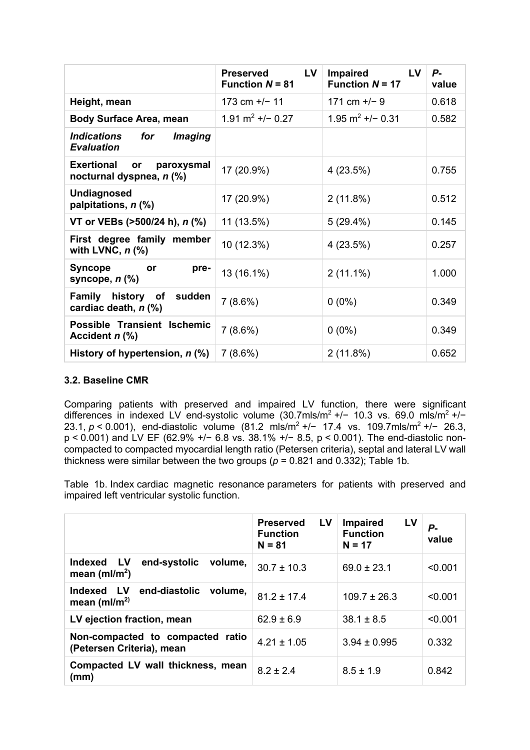| | Preserved LV Function $N = 81$ | Impaired LV Function $N = 17$ | *P*-value |
|---|---|---|---|
| **Height, mean** | 173 cm +/− 11 | 171 cm +/− 9 | 0.618 |
| **Body Surface Area, mean** | 1.91 $m^2$ +/− 0.27 | 1.95 $m^2$ +/− 0.31 | 0.582 |
| ***Indications for Imaging Evaluation*** | | | |
| **Exertional or paroxysmal nocturnal dyspnea, *n* (%)** | 17 (20.9%) | 4 (23.5%) | 0.755 |
| **Undiagnosed palpitations, *n* (%)** | 17 (20.9%) | 2 (11.8%) | 0.512 |
| **VT or VEBs (>500/24 h), *n* (%)** | 11 (13.5%) | 5 (29.4%) | 0.145 |
| **First degree family member with LVNC, *n* (%)** | 10 (12.3%) | 4 (23.5%) | 0.257 |
| **Syncope or pre-syncope, *n* (%)** | 13 (16.1%) | 2 (11.1%) | 1.000 |
| **Family history of sudden cardiac death, *n* (%)** | 7 (8.6%) | 0 (0%) | 0.349 |
| **Possible Transient Ischemic Accident *n* (%)** | 7 (8.6%) | 0 (0%) | 0.349 |
| **History of hypertension, *n* (%)** | 7 (8.6%) | 2 (11.8%) | 0.652 |

### 3.2. Baseline CMR

Comparing patients with preserved and impaired LV function, there were significant differences in indexed LV end-systolic volume (30.7mls/$m^2$ +/− 10.3 vs. 69.0 mls/$m^2$ +/− 23.1, $p < 0.001$), end-diastolic volume (81.2 mls/$m^2$ +/− 17.4 vs. 109.7mls/$m^2$ +/− 26.3, $p < 0.001$) and LV EF (62.9% +/− 6.8 vs. 38.1% +/− 8.5, $p < 0.001$). The end-diastolic non-compacted to compacted myocardial length ratio (Petersen criteria), septal and lateral LV wall thickness were similar between the two groups ($p = 0.821$ and 0.332); Table 1b.

Table 1b. Index cardiac magnetic resonance parameters for patients with preserved and impaired left ventricular systolic function.

| | Preserved LV Function $N = 81$ | Impaired LV Function $N = 17$ | *P*-value |
|---|---|---|---|
| **Indexed LV end-systolic volume, mean (ml/$m^2$)** | 30.7 ± 10.3 | 69.0 ± 23.1 | <0.001 |
| **Indexed LV end-diastolic volume, mean (ml/$m^2$)** | 81.2 ± 17.4 | 109.7 ± 26.3 | <0.001 |
| **LV ejection fraction, mean** | 62.9 ± 6.9 | 38.1 ± 8.5 | <0.001 |
| **Non-compacted to compacted ratio (Petersen Criteria), mean** | 4.21 ± 1.05 | 3.94 ± 0.995 | 0.332 |
| **Compacted LV wall thickness, mean (mm)** | 8.2 ± 2.4 | 8.5 ± 1.9 | 0.842 |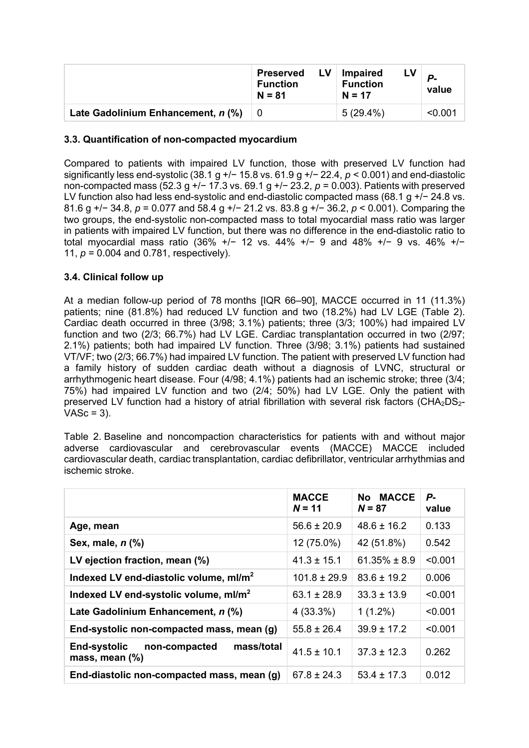| | Preserved LV Function N = 81 | Impaired LV Function N = 17 | P-value |
|---|---|---|---|
| **Late Gadolinium Enhancement, *n* (%)** | 0 | 5 (29.4%) | <0.001 |

### 3.3. Quantification of non-compacted myocardium

Compared to patients with impaired LV function, those with preserved LV function had significantly less end-systolic (38.1 g +/− 15.8 vs. 61.9 g +/− 22.4, $p < 0.001$) and end-diastolic non-compacted mass (52.3 g +/− 17.3 vs. 69.1 g +/− 23.2, $p = 0.003$). Patients with preserved LV function also had less end-systolic and end-diastolic compacted mass (68.1 g +/− 24.8 vs. 81.6 g +/− 34.8, $p = 0.077$ and 58.4 g +/− 21.2 vs. 83.8 g +/− 36.2, $p < 0.001$). Comparing the two groups, the end-systolic non-compacted mass to total myocardial mass ratio was larger in patients with impaired LV function, but there was no difference in the end-diastolic ratio to total myocardial mass ratio (36% +/− 12 vs. 44% +/− 9 and 48% +/− 9 vs. 46% +/− 11, $p = 0.004$ and 0.781, respectively).

### 3.4. Clinical follow up

At a median follow-up period of 78 months [IQR 66–90], MACCE occurred in 11 (11.3%) patients; nine (81.8%) had reduced LV function and two (18.2%) had LV LGE (Table 2). Cardiac death occurred in three (3/98; 3.1%) patients; three (3/3; 100%) had impaired LV function and two (2/3; 66.7%) had LV LGE. Cardiac transplantation occurred in two (2/97; 2.1%) patients; both had impaired LV function. Three (3/98; 3.1%) patients had sustained VT/VF; two (2/3; 66.7%) had impaired LV function. The patient with preserved LV function had a family history of sudden cardiac death without a diagnosis of LVNC, structural or arrhythmogenic heart disease. Four (4/98; 4.1%) patients had an ischemic stroke; three (3/4; 75%) had impaired LV function and two (2/4; 50%) had LV LGE. Only the patient with preserved LV function had a history of atrial fibrillation with several risk factors ($CHA_2DS_2$-VASc = 3).

Table 2. Baseline and noncompaction characteristics for patients with and without major adverse cardiovascular and cerebrovascular events (MACCE) MACCE included cardiovascular death, cardiac transplantation, cardiac defibrillator, ventricular arrhythmias and ischemic stroke.

| | MACCE *N* = 11 | No MACCE *N* = 87 | *P*-value |
|---|---|---|---|
| **Age, mean** | 56.6 ± 20.9 | 48.6 ± 16.2 | 0.133 |
| **Sex, male, *n* (%)** | 12 (75.0%) | 42 (51.8%) | 0.542 |
| **LV ejection fraction, mean (%)** | 41.3 ± 15.1 | 61.35% ± 8.9 | <0.001 |
| **Indexed LV end-diastolic volume, ml/m²** | 101.8 ± 29.9 | 83.6 ± 19.2 | 0.006 |
| **Indexed LV end-systolic volume, ml/m²** | 63.1 ± 28.9 | 33.3 ± 13.9 | <0.001 |
| **Late Gadolinium Enhancement, *n* (%)** | 4 (33.3%) | 1 (1.2%) | <0.001 |
| **End-systolic non-compacted mass, mean (g)** | 55.8 ± 26.4 | 39.9 ± 17.2 | <0.001 |
| **End-systolic non-compacted mass/total mass, mean (%)** | 41.5 ± 10.1 | 37.3 ± 12.3 | 0.262 |
| **End-diastolic non-compacted mass, mean (g)** | 67.8 ± 24.3 | 53.4 ± 17.3 | 0.012 |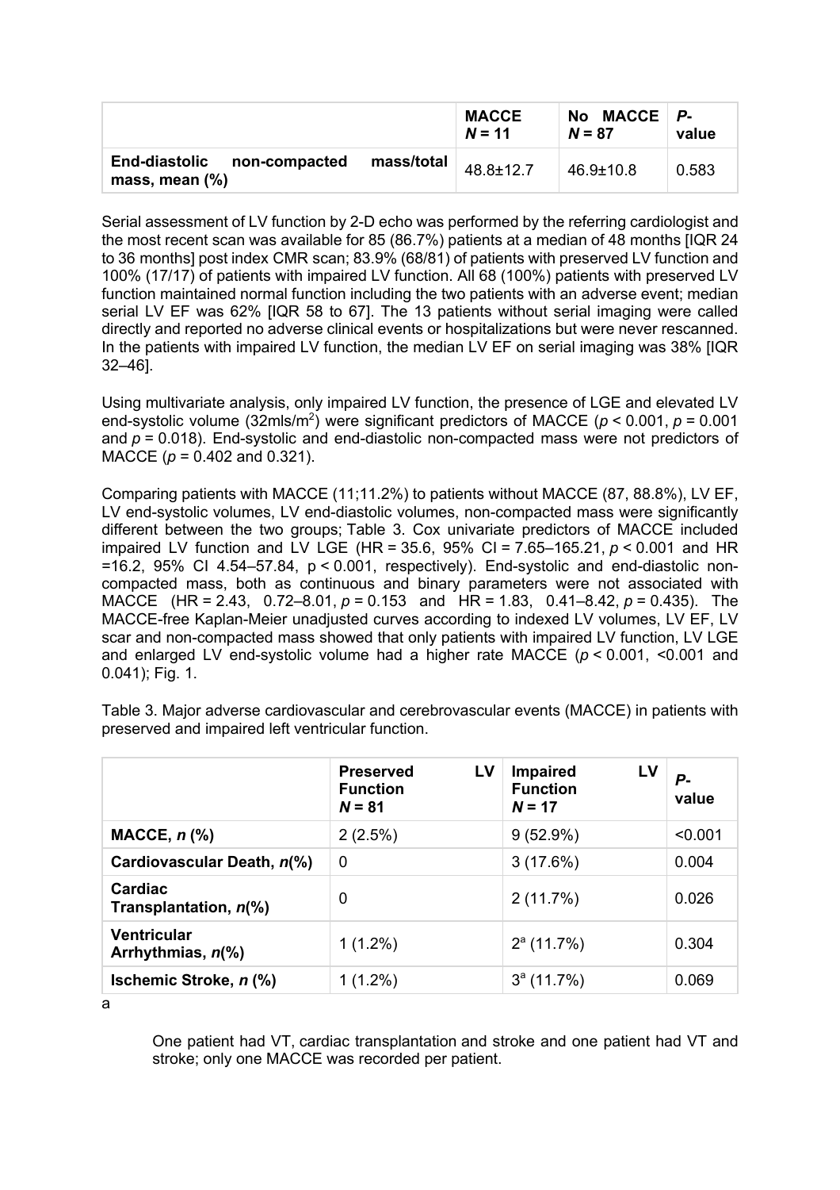| | MACCE $N = 11$ | No MACCE $N = 87$ | *P*-value |
|---|---|---|---|
| **End-diastolic non-compacted mass/total mass, mean (%)** | 48.8±12.7 | 46.9±10.8 | 0.583 |

Serial assessment of LV function by 2-D echo was performed by the referring cardiologist and the most recent scan was available for 85 (86.7%) patients at a median of 48 months [IQR 24 to 36 months] post index CMR scan; 83.9% (68/81) of patients with preserved LV function and 100% (17/17) of patients with impaired LV function. All 68 (100%) patients with preserved LV function maintained normal function including the two patients with an adverse event; median serial LV EF was 62% [IQR 58 to 67]. The 13 patients without serial imaging were called directly and reported no adverse clinical events or hospitalizations but were never rescanned. In the patients with impaired LV function, the median LV EF on serial imaging was 38% [IQR 32–46].

Using multivariate analysis, only impaired LV function, the presence of LGE and elevated LV end-systolic volume (32mls/m$^2$) were significant predictors of MACCE ($p < 0.001$, $p = 0.001$ and $p = 0.018$). End-systolic and end-diastolic non-compacted mass were not predictors of MACCE ($p = 0.402$ and 0.321).

Comparing patients with MACCE (11;11.2%) to patients without MACCE (87, 88.8%), LV EF, LV end-systolic volumes, LV end-diastolic volumes, non-compacted mass were significantly different between the two groups; Table 3. Cox univariate predictors of MACCE included impaired LV function and LV LGE (HR = 35.6, 95% CI = 7.65–165.21, $p < 0.001$ and HR =16.2, 95% CI 4.54–57.84, $p < 0.001$, respectively). End-systolic and end-diastolic non-compacted mass, both as continuous and binary parameters were not associated with MACCE (HR = 2.43, 0.72–8.01, $p = 0.153$ and HR = 1.83, 0.41–8.42, $p = 0.435$). The MACCE-free Kaplan-Meier unadjusted curves according to indexed LV volumes, LV EF, LV scar and non-compacted mass showed that only patients with impaired LV function, LV LGE and enlarged LV end-systolic volume had a higher rate MACCE ($p < 0.001$, <0.001 and 0.041); Fig. 1.

Table 3. Major adverse cardiovascular and cerebrovascular events (MACCE) in patients with preserved and impaired left ventricular function.

| | Preserved LV Function $N = 81$ | Impaired LV Function $N = 17$ | *P*-value |
|---|---|---|---|
| **MACCE, *n* (%)** | 2 (2.5%) | 9 (52.9%) | <0.001 |
| **Cardiovascular Death, *n*(%)** | 0 | 3 (17.6%) | 0.004 |
| **Cardiac Transplantation, *n*(%)** | 0 | 2 (11.7%) | 0.026 |
| **Ventricular Arrhythmias, *n*(%)** | 1 (1.2%) | 2[a] (11.7%) | 0.304 |
| **Ischemic Stroke, *n* (%)** | 1 (1.2%) | 3[a] (11.7%) | 0.069 |

a

One patient had VT, cardiac transplantation and stroke and one patient had VT and stroke; only one MACCE was recorded per patient.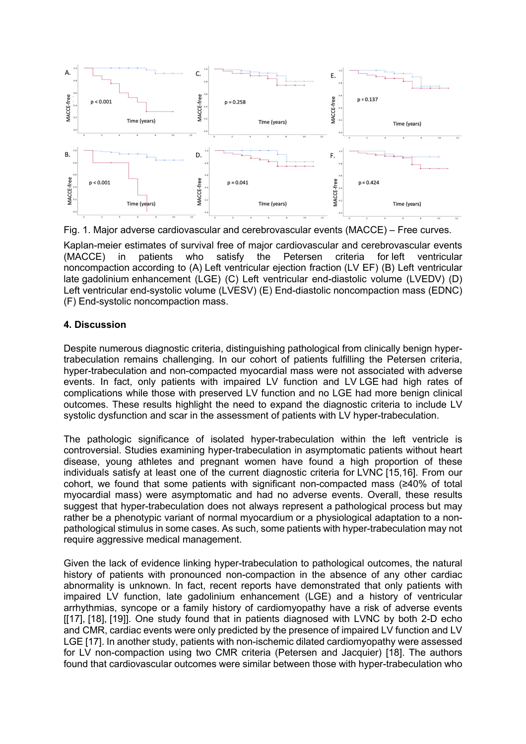Fig. 1. Major adverse cardiovascular and cerebrovascular events (MACCE) – Free curves.

Kaplan-meier estimates of survival free of major cardiovascular and cerebrovascular events (MACCE) in patients who satisfy the Petersen criteria for left ventricular noncompaction according to (A) Left ventricular ejection fraction (LV EF) (B) Left ventricular late gadolinium enhancement (LGE) (C) Left ventricular end-diastolic volume (LVEDV) (D) Left ventricular end-systolic volume (LVESV) (E) End-diastolic noncompaction mass (EDNC) (F) End-systolic noncompaction mass.

## 4. Discussion

Despite numerous diagnostic criteria, distinguishing pathological from clinically benign hyper-trabeculation remains challenging. In our cohort of patients fulfilling the Petersen criteria, hyper-trabeculation and non-compacted myocardial mass were not associated with adverse events. In fact, only patients with impaired LV function and LV LGE had high rates of complications while those with preserved LV function and no LGE had more benign clinical outcomes. These results highlight the need to expand the diagnostic criteria to include LV systolic dysfunction and scar in the assessment of patients with LV hyper-trabeculation.

The pathologic significance of isolated hyper-trabeculation within the left ventricle is controversial. Studies examining hyper-trabeculation in asymptomatic patients without heart disease, young athletes and pregnant women have found a high proportion of these individuals satisfy at least one of the current diagnostic criteria for LVNC [15,16]. From our cohort, we found that some patients with significant non-compacted mass (≥40% of total myocardial mass) were asymptomatic and had no adverse events. Overall, these results suggest that hyper-trabeculation does not always represent a pathological process but may rather be a phenotypic variant of normal myocardium or a physiological adaptation to a non-pathological stimulus in some cases. As such, some patients with hyper-trabeculation may not require aggressive medical management.

Given the lack of evidence linking hyper-trabeculation to pathological outcomes, the natural history of patients with pronounced non-compaction in the absence of any other cardiac abnormality is unknown. In fact, recent reports have demonstrated that only patients with impaired LV function, late gadolinium enhancement (LGE) and a history of ventricular arrhythmias, syncope or a family history of cardiomyopathy have a risk of adverse events [[17], [18], [19]]. One study found that in patients diagnosed with LVNC by both 2-D echo and CMR, cardiac events were only predicted by the presence of impaired LV function and LV LGE [17]. In another study, patients with non-ischemic dilated cardiomyopathy were assessed for LV non-compaction using two CMR criteria (Petersen and Jacquier) [18]. The authors found that cardiovascular outcomes were similar between those with hyper-trabeculation who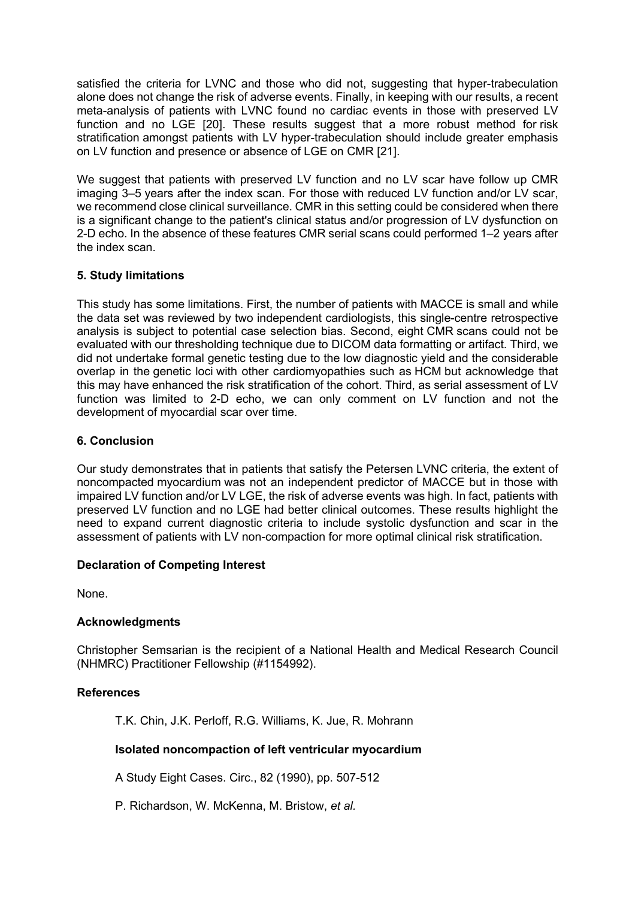satisfied the criteria for LVNC and those who did not, suggesting that hyper-trabeculation alone does not change the risk of adverse events. Finally, in keeping with our results, a recent meta-analysis of patients with LVNC found no cardiac events in those with preserved LV function and no LGE [20]. These results suggest that a more robust method for risk stratification amongst patients with LV hyper-trabeculation should include greater emphasis on LV function and presence or absence of LGE on CMR [21].

We suggest that patients with preserved LV function and no LV scar have follow up CMR imaging 3–5 years after the index scan. For those with reduced LV function and/or LV scar, we recommend close clinical surveillance. CMR in this setting could be considered when there is a significant change to the patient's clinical status and/or progression of LV dysfunction on 2-D echo. In the absence of these features CMR serial scans could performed 1–2 years after the index scan.

### 5. Study limitations

This study has some limitations. First, the number of patients with MACCE is small and while the data set was reviewed by two independent cardiologists, this single-centre retrospective analysis is subject to potential case selection bias. Second, eight CMR scans could not be evaluated with our thresholding technique due to DICOM data formatting or artifact. Third, we did not undertake formal genetic testing due to the low diagnostic yield and the considerable overlap in the genetic loci with other cardiomyopathies such as HCM but acknowledge that this may have enhanced the risk stratification of the cohort. Third, as serial assessment of LV function was limited to 2-D echo, we can only comment on LV function and not the development of myocardial scar over time.

### 6. Conclusion

Our study demonstrates that in patients that satisfy the Petersen LVNC criteria, the extent of noncompacted myocardium was not an independent predictor of MACCE but in those with impaired LV function and/or LV LGE, the risk of adverse events was high. In fact, patients with preserved LV function and no LGE had better clinical outcomes. These results highlight the need to expand current diagnostic criteria to include systolic dysfunction and scar in the assessment of patients with LV non-compaction for more optimal clinical risk stratification.

### Declaration of Competing Interest

None.

### Acknowledgments

Christopher Semsarian is the recipient of a National Health and Medical Research Council (NHMRC) Practitioner Fellowship (#1154992).

### References

T.K. Chin, J.K. Perloff, R.G. Williams, K. Jue, R. Mohrann

**Isolated noncompaction of left ventricular myocardium**

A Study Eight Cases. Circ., 82 (1990), pp. 507-512

P. Richardson, W. McKenna, M. Bristow, *et al.*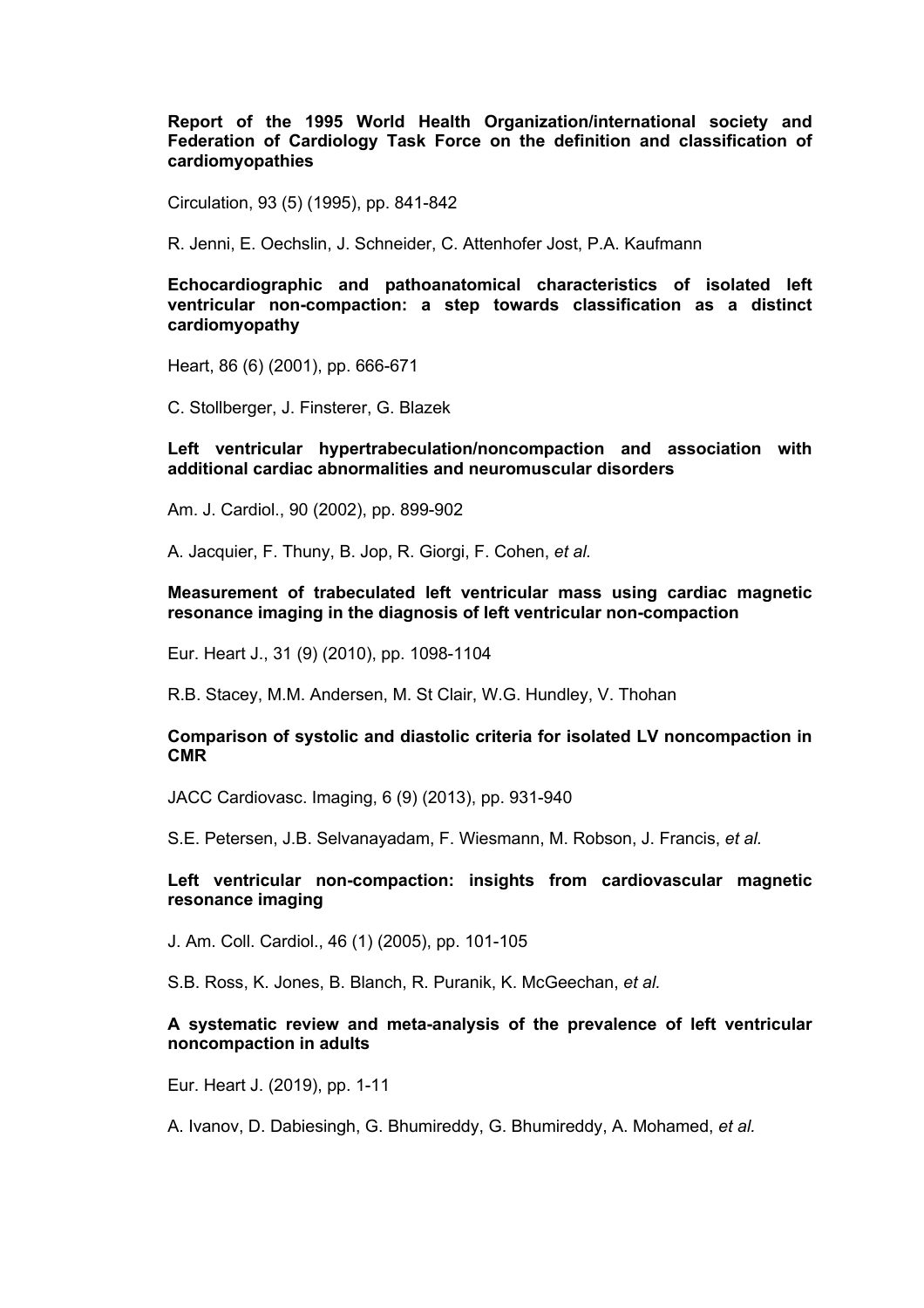**Report of the 1995 World Health Organization/international society and Federation of Cardiology Task Force on the definition and classification of cardiomyopathies**

Circulation, 93 (5) (1995), pp. 841-842

R. Jenni, E. Oechslin, J. Schneider, C. Attenhofer Jost, P.A. Kaufmann

**Echocardiographic and pathoanatomical characteristics of isolated left ventricular non-compaction: a step towards classification as a distinct cardiomyopathy**

Heart, 86 (6) (2001), pp. 666-671

C. Stollberger, J. Finsterer, G. Blazek

**Left ventricular hypertrabeculation/noncompaction and association with additional cardiac abnormalities and neuromuscular disorders**

Am. J. Cardiol., 90 (2002), pp. 899-902

A. Jacquier, F. Thuny, B. Jop, R. Giorgi, F. Cohen, *et al.*

**Measurement of trabeculated left ventricular mass using cardiac magnetic resonance imaging in the diagnosis of left ventricular non-compaction**

Eur. Heart J., 31 (9) (2010), pp. 1098-1104

R.B. Stacey, M.M. Andersen, M. St Clair, W.G. Hundley, V. Thohan

**Comparison of systolic and diastolic criteria for isolated LV noncompaction in CMR**

JACC Cardiovasc. Imaging, 6 (9) (2013), pp. 931-940

S.E. Petersen, J.B. Selvanayadam, F. Wiesmann, M. Robson, J. Francis, *et al.*

**Left ventricular non-compaction: insights from cardiovascular magnetic resonance imaging**

J. Am. Coll. Cardiol., 46 (1) (2005), pp. 101-105

S.B. Ross, K. Jones, B. Blanch, R. Puranik, K. McGeechan, *et al.*

**A systematic review and meta-analysis of the prevalence of left ventricular noncompaction in adults**

Eur. Heart J. (2019), pp. 1-11

A. Ivanov, D. Dabiesingh, G. Bhumireddy, G. Bhumireddy, A. Mohamed, *et al.*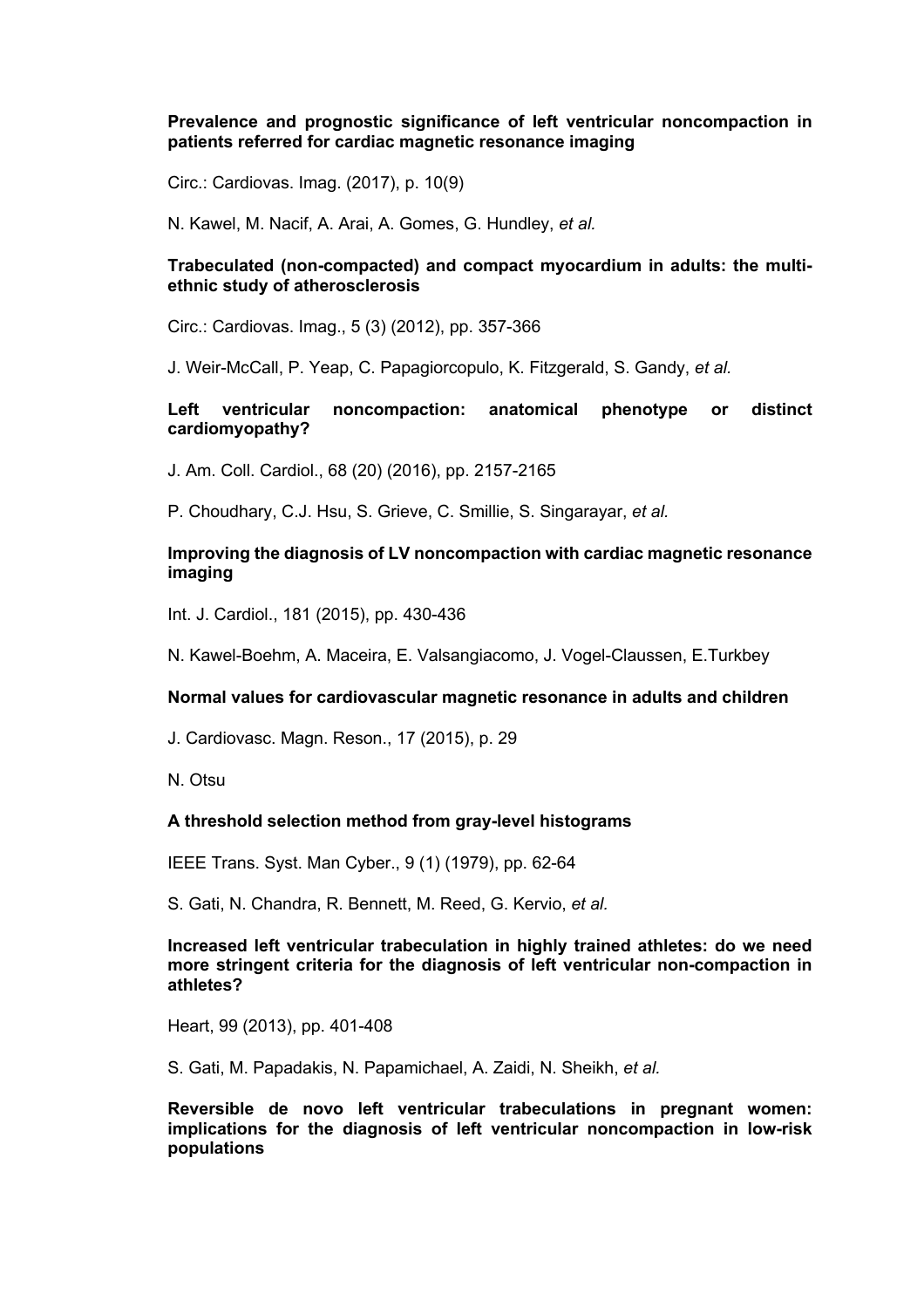**Prevalence and prognostic significance of left ventricular noncompaction in patients referred for cardiac magnetic resonance imaging**

Circ.: Cardiovas. Imag. (2017), p. 10(9)

N. Kawel, M. Nacif, A. Arai, A. Gomes, G. Hundley, *et al.*

**Trabeculated (non-compacted) and compact myocardium in adults: the multi-ethnic study of atherosclerosis**

Circ.: Cardiovas. Imag., 5 (3) (2012), pp. 357-366

J. Weir-McCall, P. Yeap, C. Papagiorcopulo, K. Fitzgerald, S. Gandy, *et al.*

**Left ventricular noncompaction: anatomical phenotype or distinct cardiomyopathy?**

J. Am. Coll. Cardiol., 68 (20) (2016), pp. 2157-2165

P. Choudhary, C.J. Hsu, S. Grieve, C. Smillie, S. Singarayar, *et al.*

**Improving the diagnosis of LV noncompaction with cardiac magnetic resonance imaging**

Int. J. Cardiol., 181 (2015), pp. 430-436

N. Kawel-Boehm, A. Maceira, E. Valsangiacomo, J. Vogel-Claussen, E.Turkbey

**Normal values for cardiovascular magnetic resonance in adults and children**

J. Cardiovasc. Magn. Reson., 17 (2015), p. 29

N. Otsu

**A threshold selection method from gray-level histograms**

IEEE Trans. Syst. Man Cyber., 9 (1) (1979), pp. 62-64

S. Gati, N. Chandra, R. Bennett, M. Reed, G. Kervio, *et al.*

**Increased left ventricular trabeculation in highly trained athletes: do we need more stringent criteria for the diagnosis of left ventricular non-compaction in athletes?**

Heart, 99 (2013), pp. 401-408

S. Gati, M. Papadakis, N. Papamichael, A. Zaidi, N. Sheikh, *et al.*

**Reversible de novo left ventricular trabeculations in pregnant women: implications for the diagnosis of left ventricular noncompaction in low-risk populations**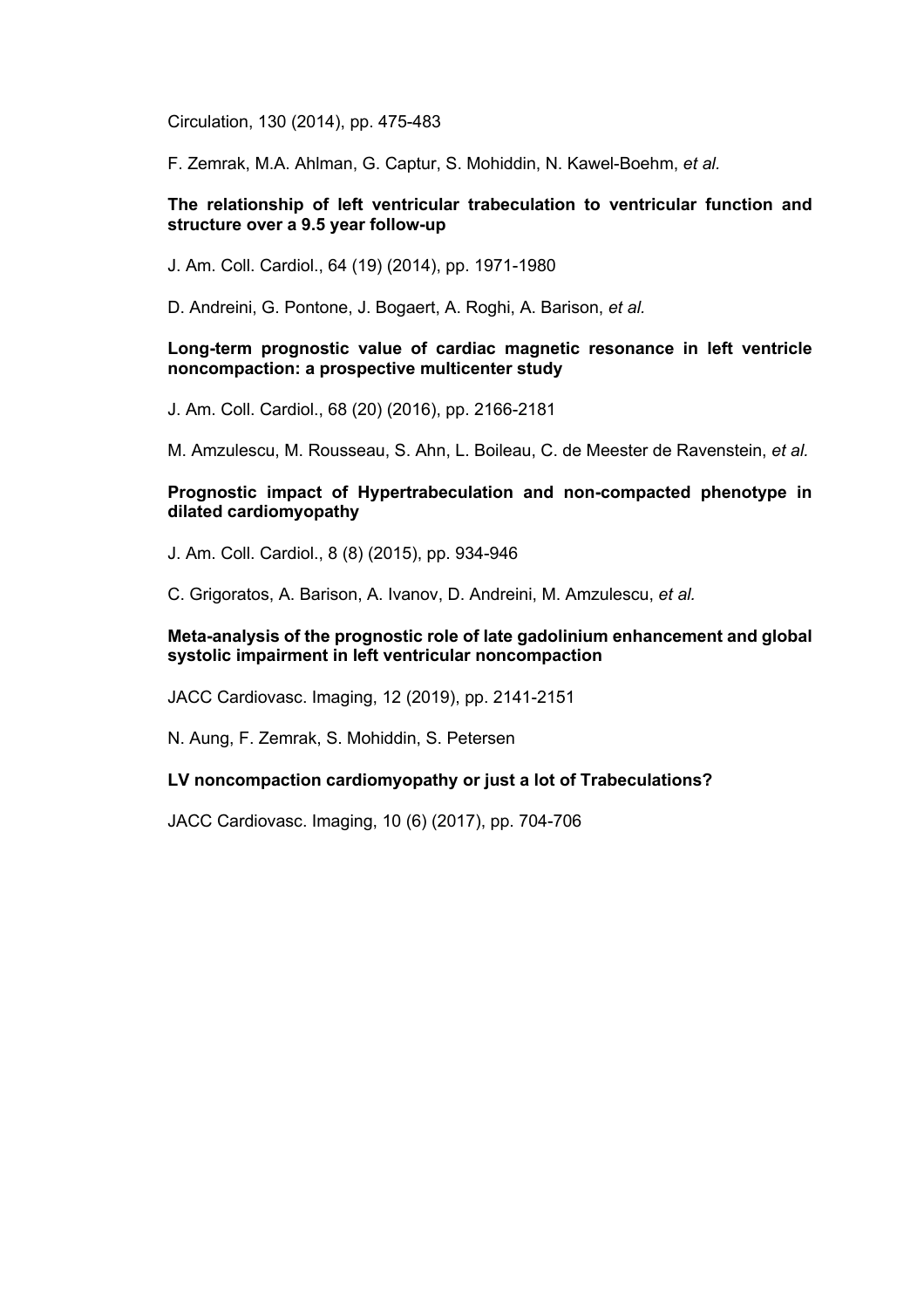Circulation, 130 (2014), pp. 475-483

F. Zemrak, M.A. Ahlman, G. Captur, S. Mohiddin, N. Kawel-Boehm, *et al.*

**The relationship of left ventricular trabeculation to ventricular function and structure over a 9.5 year follow-up**

J. Am. Coll. Cardiol., 64 (19) (2014), pp. 1971-1980

D. Andreini, G. Pontone, J. Bogaert, A. Roghi, A. Barison, *et al.*

**Long-term prognostic value of cardiac magnetic resonance in left ventricle noncompaction: a prospective multicenter study**

J. Am. Coll. Cardiol., 68 (20) (2016), pp. 2166-2181

M. Amzulescu, M. Rousseau, S. Ahn, L. Boileau, C. de Meester de Ravenstein, *et al.*

**Prognostic impact of Hypertrabeculation and non-compacted phenotype in dilated cardiomyopathy**

J. Am. Coll. Cardiol., 8 (8) (2015), pp. 934-946

C. Grigoratos, A. Barison, A. Ivanov, D. Andreini, M. Amzulescu, *et al.*

**Meta-analysis of the prognostic role of late gadolinium enhancement and global systolic impairment in left ventricular noncompaction**

JACC Cardiovasc. Imaging, 12 (2019), pp. 2141-2151

N. Aung, F. Zemrak, S. Mohiddin, S. Petersen

**LV noncompaction cardiomyopathy or just a lot of Trabeculations?**

JACC Cardiovasc. Imaging, 10 (6) (2017), pp. 704-706